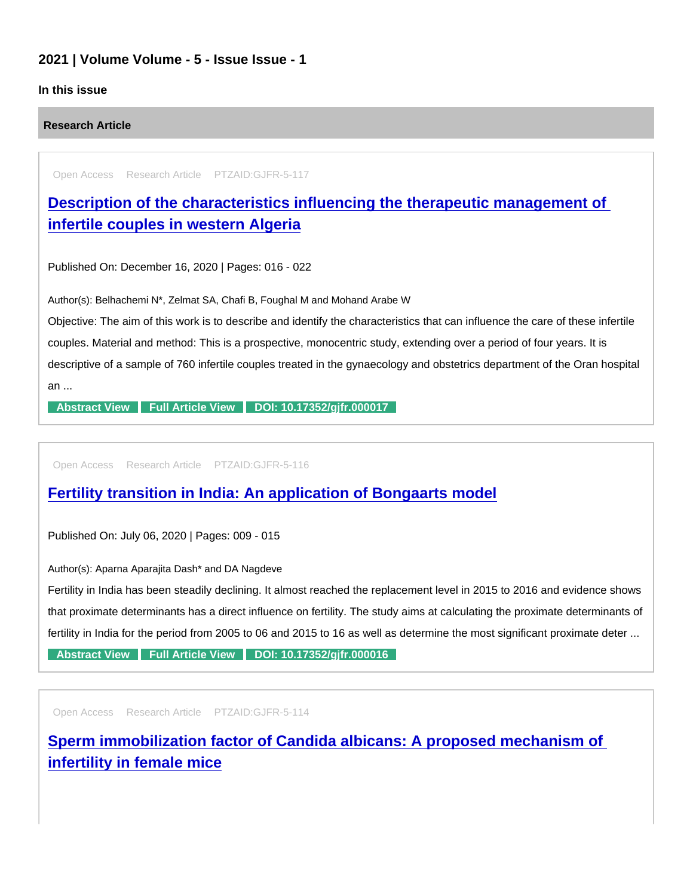## 2021 | Volume Volume - 5 - Issue Issue - 1

### In this issue

### Research Article

Open Access Research Article PTZAID:GJFR-5-117

### [Description of the characteristics influencing the therapeutic management of infertile couples in western Algeria]

Published On: December 16, 2020 | Pages: 016 - 022

Author(s): Belhachemi N*, Zelmat SA, Chafi B, Foughal M and Mohand Arabe W

Objective: The aim of this work is to describe and identify the characteristics that can influence the care of these infertile couples. Material and method: This is a prospective, monocentric study, extending over a period of four years. It is descriptive of a sample of 760 infertile couples treated in the gynaecology and obstetrics department of the Oran hospital an ...

**Abstract View** **Full Article View** **DOI: 10.17352/gjfr.000017**

---

Open Access Research Article PTZAID:GJFR-5-116

### [Fertility transition in India: An application of Bongaarts model]

Published On: July 06, 2020 | Pages: 009 - 015

Author(s): Aparna Aparajita Dash* and DA Nagdeve

Fertility in India has been steadily declining. It almost reached the replacement level in 2015 to 2016 and evidence shows that proximate determinants has a direct influence on fertility. The study aims at calculating the proximate determinants of fertility in India for the period from 2005 to 06 and 2015 to 16 as well as determine the most significant proximate deter ...

**Abstract View** **Full Article View** **DOI: 10.17352/gjfr.000016**

---

Open Access Research Article PTZAID:GJFR-5-114

### [Sperm immobilization factor of Candida albicans: A proposed mechanism of infertility in female mice]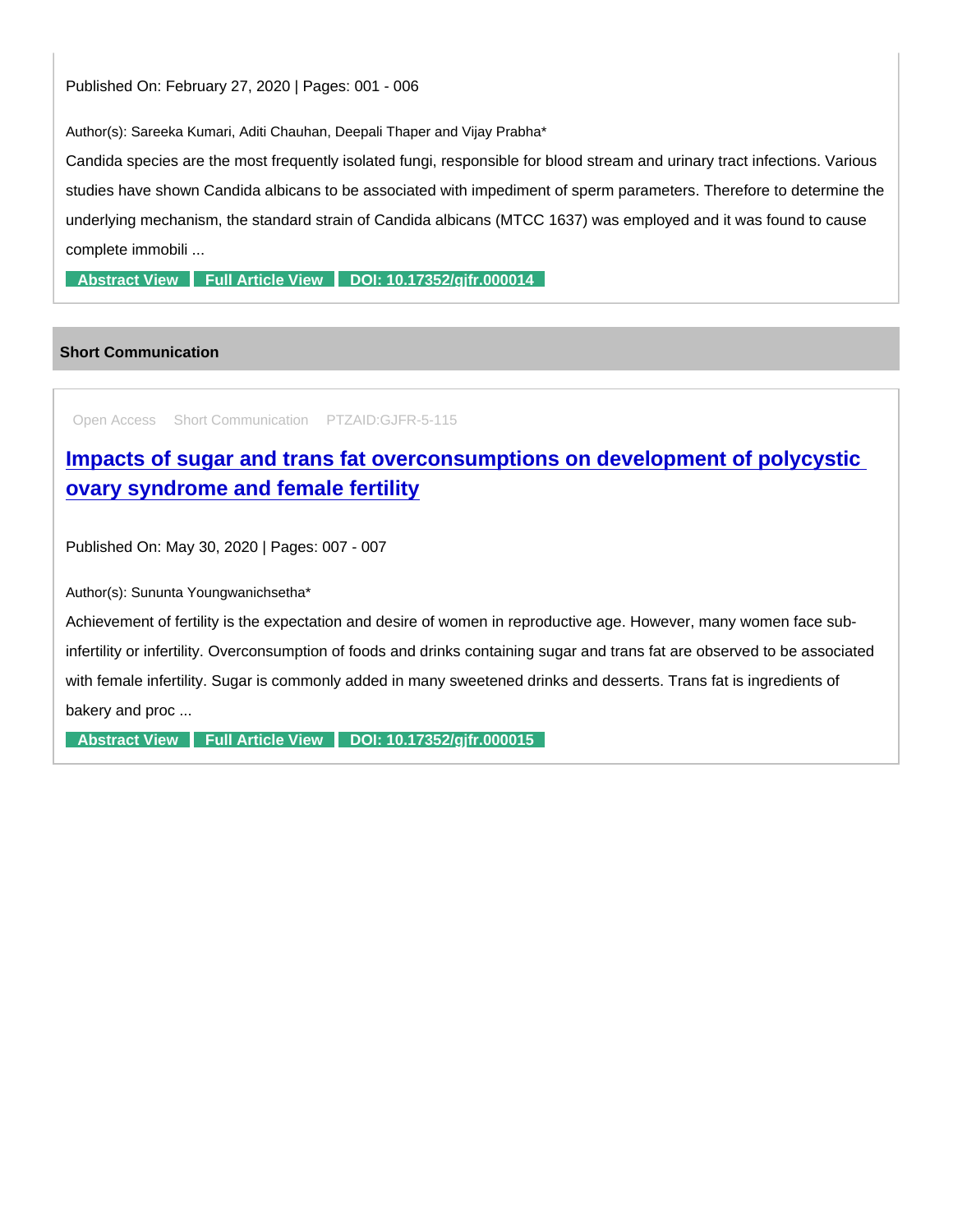Published On: February 27, 2020 | Pages: 001 - 006

Author(s): Sareeka Kumari, Aditi Chauhan, Deepali Thaper and Vijay Prabha*

Candida species are the most frequently isolated fungi, responsible for blood stream and urinary tract infections. Various studies have shown Candida albicans to be associated with impediment of sperm parameters. Therefore to determine the underlying mechanism, the standard strain of Candida albicans (MTCC 1637) was employed and it was found to cause complete immobili ...

Abstract View | Full Article View | DOI: 10.17352/gjfr.000014

## Short Communication

Open Access Short Communication PTZAID:GJFR-5-115

### Impacts of sugar and trans fat overconsumptions on development of polycystic ovary syndrome and female fertility

Published On: May 30, 2020 | Pages: 007 - 007

Author(s): Sununta Youngwanichsetha*

Achievement of fertility is the expectation and desire of women in reproductive age. However, many women face sub-infertility or infertility. Overconsumption of foods and drinks containing sugar and trans fat are observed to be associated with female infertility. Sugar is commonly added in many sweetened drinks and desserts. Trans fat is ingredients of bakery and proc ...

Abstract View | Full Article View | DOI: 10.17352/gjfr.000015